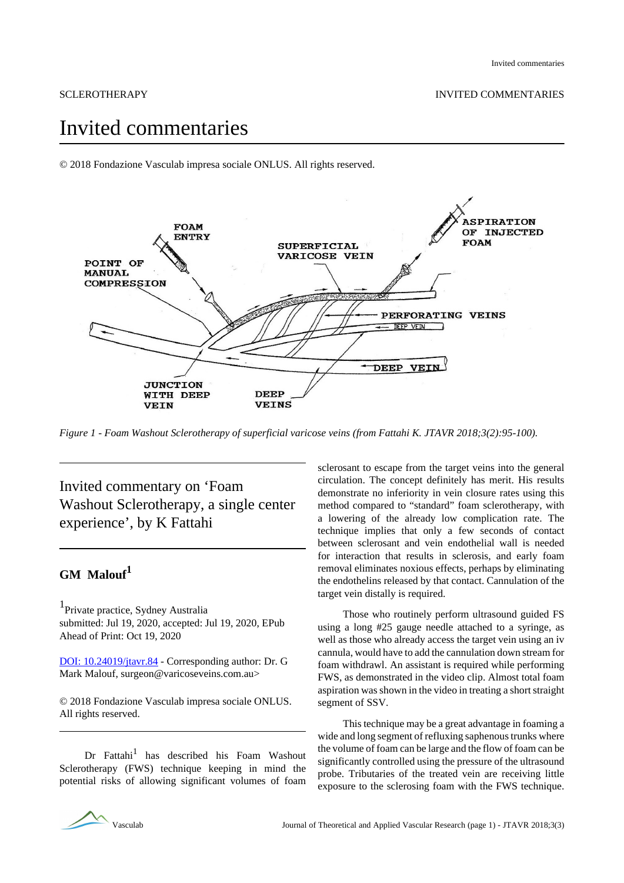SCLEROTHERAPY

# Invited commentaries

© 2018 Fondazione Vasculab impresa sociale ONLUS. All rights reserved.

*Figure 1 - Foam Washout Sclerotherapy of superficial varicose veins (from Fattahi K. JTAVR 2018;3(2):95-100).*

## Invited commentary on 'Foam Washout Sclerotherapy, a single center experience', by K Fattahi

**GM Malouf**[1]

[1]Private practice, Sydney Australia
submitted: Jul 19, 2020, accepted: Jul 19, 2020, EPub Ahead of Print: Oct 19, 2020

DOI: 10.24019/jtavr.84 - Corresponding author: Dr. G Mark Malouf, surgeon@varicoseveins.com.au>

© 2018 Fondazione Vasculab impresa sociale ONLUS. All rights reserved.

Dr Fattahi[1] has described his Foam Washout Sclerotherapy (FWS) technique keeping in mind the potential risks of allowing significant volumes of foam sclerosant to escape from the target veins into the general circulation. The concept definitely has merit. His results demonstrate no inferiority in vein closure rates using this method compared to "standard" foam sclerotherapy, with a lowering of the already low complication rate. The technique implies that only a few seconds of contact between sclerosant and vein endothelial wall is needed for interaction that results in sclerosis, and early foam removal eliminates noxious effects, perhaps by eliminating the endothelins released by that contact. Cannulation of the target vein distally is required.

Those who routinely perform ultrasound guided FS using a long #25 gauge needle attached to a syringe, as well as those who already access the target vein using an iv cannula, would have to add the cannulation down stream for foam withdrawal. An assistant is required while performing FWS, as demonstrated in the video clip. Almost total foam aspiration was shown in the video in treating a short straight segment of SSV.

This technique may be a great advantage in foaming a wide and long segment of refluxing saphenous trunks where the volume of foam can be large and the flow of foam can be significantly controlled using the pressure of the ultrasound probe. Tributaries of the treated vein are receiving little exposure to the sclerosing foam with the FWS technique.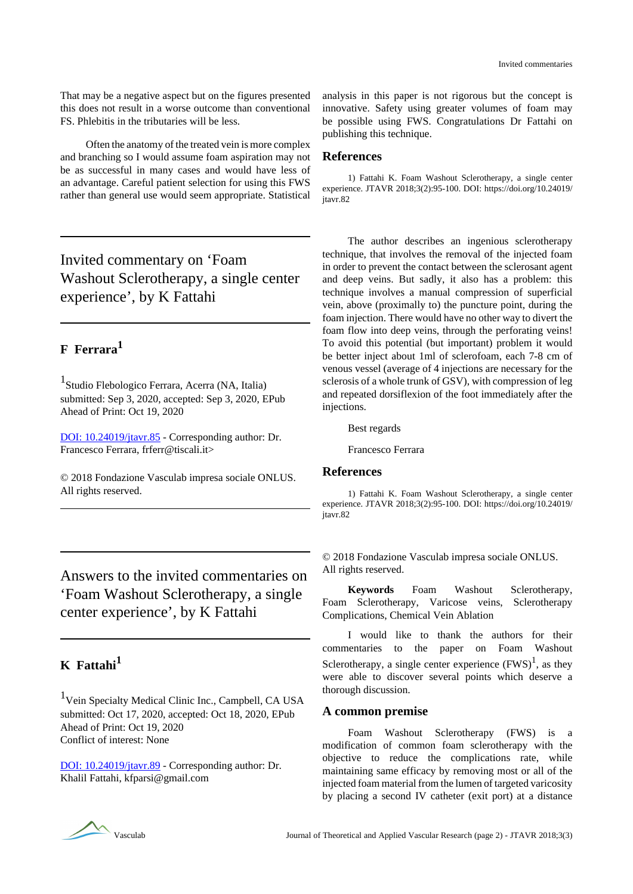That may be a negative aspect but on the figures presented this does not result in a worse outcome than conventional FS. Phlebitis in the tributaries will be less.

Often the anatomy of the treated vein is more complex and branching so I would assume foam aspiration may not be as successful in many cases and would have less of an advantage. Careful patient selection for using this FWS rather than general use would seem appropriate. Statistical analysis in this paper is not rigorous but the concept is innovative. Safety using greater volumes of foam may be possible using FWS. Congratulations Dr Fattahi on publishing this technique.

## References

1) Fattahi K. Foam Washout Sclerotherapy, a single center experience. JTAVR 2018;3(2):95-100. DOI: https://doi.org/10.24019/jtavr.82

# Invited commentary on 'Foam Washout Sclerotherapy, a single center experience', by K Fattahi

## F Ferrara[1]

[1]Studio Flebologico Ferrara, Acerra (NA, Italia)
submitted: Sep 3, 2020, accepted: Sep 3, 2020, EPub Ahead of Print: Oct 19, 2020

DOI: 10.24019/jtavr.85 - Corresponding author: Dr. Francesco Ferrara, frferr@tiscali.it>

© 2018 Fondazione Vasculab impresa sociale ONLUS. All rights reserved.

The author describes an ingenious sclerotherapy technique, that involves the removal of the injected foam in order to prevent the contact between the sclerosant agent and deep veins. But sadly, it also has a problem: this technique involves a manual compression of superficial vein, above (proximally to) the puncture point, during the foam injection. There would have no other way to divert the foam flow into deep veins, through the perforating veins! To avoid this potential (but important) problem it would be better inject about 1ml of sclerofoam, each 7-8 cm of venous vessel (average of 4 injections are necessary for the sclerosis of a whole trunk of GSV), with compression of leg and repeated dorsiflexion of the foot immediately after the injections.

Best regards

Francesco Ferrara

## References

1) Fattahi K. Foam Washout Sclerotherapy, a single center experience. JTAVR 2018;3(2):95-100. DOI: https://doi.org/10.24019/jtavr.82

# Answers to the invited commentaries on 'Foam Washout Sclerotherapy, a single center experience', by K Fattahi

## K Fattahi[1]

[1]Vein Specialty Medical Clinic Inc., Campbell, CA USA
submitted: Oct 17, 2020, accepted: Oct 18, 2020, EPub Ahead of Print: Oct 19, 2020
Conflict of interest: None

DOI: 10.24019/jtavr.89 - Corresponding author: Dr. Khalil Fattahi, kfparsi@gmail.com

© 2018 Fondazione Vasculab impresa sociale ONLUS. All rights reserved.

**Keywords** Foam Washout Sclerotherapy, Foam Sclerotherapy, Varicose veins, Sclerotherapy Complications, Chemical Vein Ablation

I would like to thank the authors for their commentaries to the paper on Foam Washout Sclerotherapy, a single center experience (FWS)[1], as they were able to discover several points which deserve a thorough discussion.

## A common premise

Foam Washout Sclerotherapy (FWS) is a modification of common foam sclerotherapy with the objective to reduce the complications rate, while maintaining same efficacy by removing most or all of the injected foam material from the lumen of targeted varicosity by placing a second IV catheter (exit port) at a distance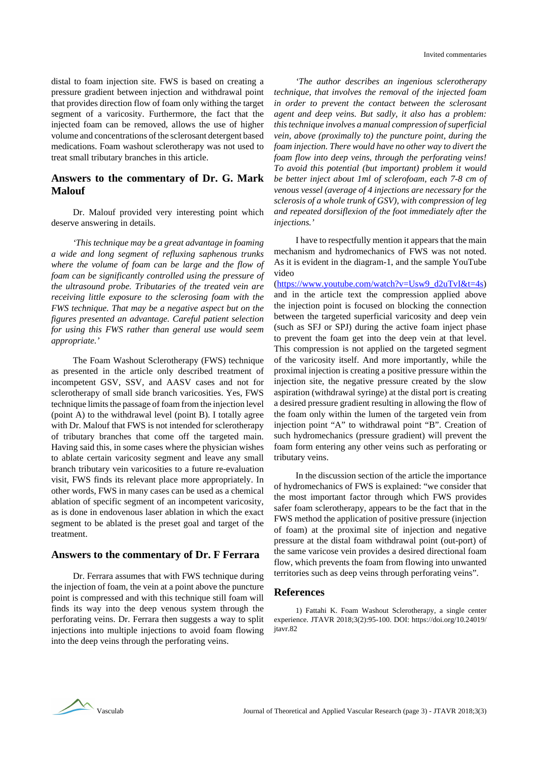distal to foam injection site. FWS is based on creating a pressure gradient between injection and withdrawal point that provides direction flow of foam only withing the target segment of a varicosity. Furthermore, the fact that the injected foam can be removed, allows the use of higher volume and concentrations of the sclerosant detergent based medications. Foam washout sclerotherapy was not used to treat small tributary branches in this article.

## Answers to the commentary of Dr. G. Mark Malouf

Dr. Malouf provided very interesting point which deserve answering in details.

*'This technique may be a great advantage in foaming a wide and long segment of refluxing saphenous trunks where the volume of foam can be large and the flow of foam can be significantly controlled using the pressure of the ultrasound probe. Tributaries of the treated vein are receiving little exposure to the sclerosing foam with the FWS technique. That may be a negative aspect but on the figures presented an advantage. Careful patient selection for using this FWS rather than general use would seem appropriate.'*

The Foam Washout Sclerotherapy (FWS) technique as presented in the article only described treatment of incompetent GSV, SSV, and AASV cases and not for sclerotherapy of small side branch varicosities. Yes, FWS technique limits the passage of foam from the injection level (point A) to the withdrawal level (point B). I totally agree with Dr. Malouf that FWS is not intended for sclerotherapy of tributary branches that come off the targeted main. Having said this, in some cases where the physician wishes to ablate certain varicosity segment and leave any small branch tributary vein varicosities to a future re-evaluation visit, FWS finds its relevant place more appropriately. In other words, FWS in many cases can be used as a chemical ablation of specific segment of an incompetent varicosity, as is done in endovenous laser ablation in which the exact segment to be ablated is the preset goal and target of the treatment.

## Answers to the commentary of Dr. F Ferrara

Dr. Ferrara assumes that with FWS technique during the injection of foam, the vein at a point above the puncture point is compressed and with this technique still foam will finds its way into the deep venous system through the perforating veins. Dr. Ferrara then suggests a way to split injections into multiple injections to avoid foam flowing into the deep veins through the perforating veins.

*'The author describes an ingenious sclerotherapy technique, that involves the removal of the injected foam in order to prevent the contact between the sclerosant agent and deep veins. But sadly, it also has a problem: this technique involves a manual compression of superficial vein, above (proximally to) the puncture point, during the foam injection. There would have no other way to divert the foam flow into deep veins, through the perforating veins! To avoid this potential (but important) problem it would be better inject about 1ml of sclerofoam, each 7-8 cm of venous vessel (average of 4 injections are necessary for the sclerosis of a whole trunk of GSV), with compression of leg and repeated dorsiflexion of the foot immediately after the injections.'*

I have to respectfully mention it appears that the main mechanism and hydromechanics of FWS was not noted. As it is evident in the diagram-1, and the sample YouTube video (https://www.youtube.com/watch?v=Usw9_d2uTvI&t=4s) and in the article text the compression applied above the injection point is focused on blocking the connection between the targeted superficial varicosity and deep vein (such as SFJ or SPJ) during the active foam inject phase to prevent the foam get into the deep vein at that level. This compression is not applied on the targeted segment of the varicosity itself. And more importantly, while the proximal injection is creating a positive pressure within the injection site, the negative pressure created by the slow aspiration (withdrawal syringe) at the distal port is creating a desired pressure gradient resulting in allowing the flow of the foam only within the lumen of the targeted vein from injection point "A" to withdrawal point "B". Creation of such hydromechanics (pressure gradient) will prevent the foam form entering any other veins such as perforating or tributary veins.

In the discussion section of the article the importance of hydromechanics of FWS is explained: "we consider that the most important factor through which FWS provides safer foam sclerotherapy, appears to be the fact that in the FWS method the application of positive pressure (injection of foam) at the proximal site of injection and negative pressure at the distal foam withdrawal point (out-port) of the same varicose vein provides a desired directional foam flow, which prevents the foam from flowing into unwanted territories such as deep veins through perforating veins".

## References

1) Fattahi K. Foam Washout Sclerotherapy, a single center experience. JTAVR 2018;3(2):95-100. DOI: https://doi.org/10.24019/jtavr.82